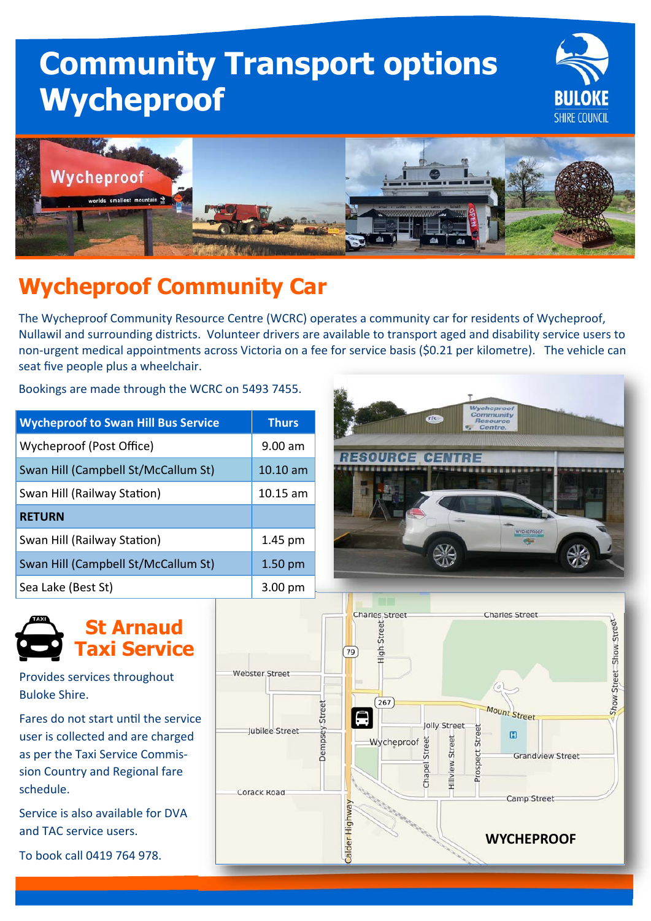# Community Transport options Wycheproof

## Wycheproof Community Car

The Wycheproof Community Resource Centre (WCRC) operates a community car for residents of Wycheproof, Nullawil and surrounding districts. Volunteer drivers are available to transport aged and disability service users to non-urgent medical appointments across Victoria on a fee for service basis ($0.21 per kilometre). The vehicle can seat five people plus a wheelchair.

Bookings are made through the WCRC on 5493 7455.

| Wycheproof to Swan Hill Bus Service | Thurs |
|---|---|
| Wycheproof (Post Office) | 9.00 am |
| Swan Hill (Campbell St/McCallum St) | 10.10 am |
| Swan Hill (Railway Station) | 10.15 am |
| **RETURN** | |
| Swan Hill (Railway Station) | 1.45 pm |
| Swan Hill (Campbell St/McCallum St) | 1.50 pm |
| Sea Lake (Best St) | 3.00 pm |

## St Arnaud Taxi Service

Provides services throughout Buloke Shire.

Fares do not start until the service user is collected and are charged as per the Taxi Service Commission Country and Regional fare schedule.

Service is also available for DVA and TAC service users.

To book call 0419 764 978.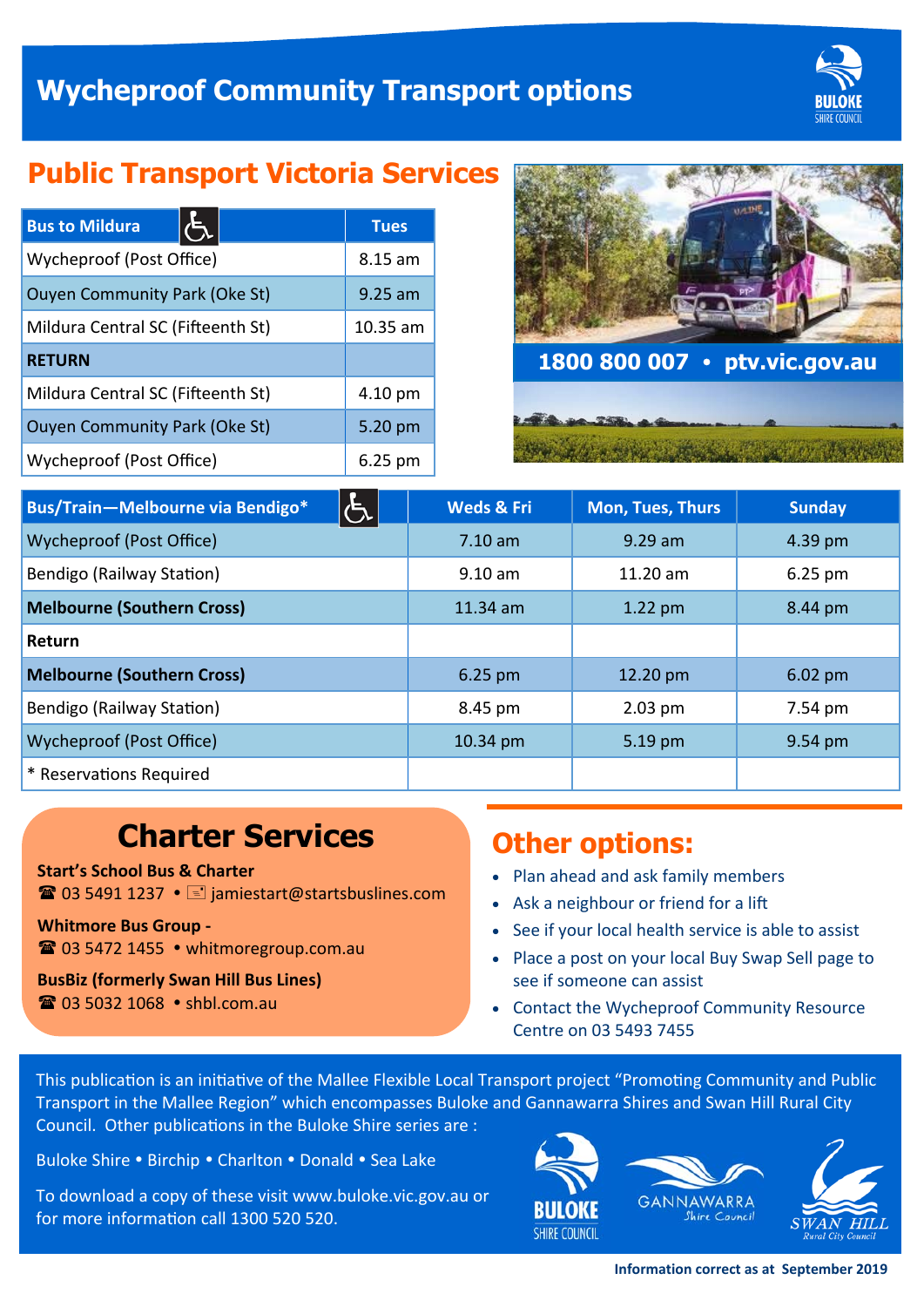# Wycheproof Community Transport options

## Public Transport Victoria Services

| Bus to Mildura ♿ | Tues |
|---|---|
| Wycheproof (Post Office) | 8.15 am |
| Ouyen Community Park (Oke St) | 9.25 am |
| Mildura Central SC (Fifteenth St) | 10.35 am |
| **RETURN** | |
| Mildura Central SC (Fifteenth St) | 4.10 pm |
| Ouyen Community Park (Oke St) | 5.20 pm |
| Wycheproof (Post Office) | 6.25 pm |

**1800 800 007 • ptv.vic.gov.au**

| Bus/Train—Melbourne via Bendigo* ♿ | Weds & Fri | Mon, Tues, Thurs | Sunday |
|---|---|---|---|
| Wycheproof (Post Office) | 7.10 am | 9.29 am | 4.39 pm |
| Bendigo (Railway Station) | 9.10 am | 11.20 am | 6.25 pm |
| **Melbourne (Southern Cross)** | 11.34 am | 1.22 pm | 8.44 pm |
| **Return** | | | |
| **Melbourne (Southern Cross)** | 6.25 pm | 12.20 pm | 6.02 pm |
| Bendigo (Railway Station) | 8.45 pm | 2.03 pm | 7.54 pm |
| Wycheproof (Post Office) | 10.34 pm | 5.19 pm | 9.54 pm |
| * Reservations Required | | | |

## Charter Services

**Start's School Bus & Charter**
☎ 03 5491 1237 • jamiestart@startsbuslines.com

**Whitmore Bus Group -**
☎ 03 5472 1455 • whitmoregroup.com.au

**BusBiz (formerly Swan Hill Bus Lines)**
☎ 03 5032 1068 • shbl.com.au

## Other options:

- Plan ahead and ask family members
- Ask a neighbour or friend for a lift
- See if your local health service is able to assist
- Place a post on your local Buy Swap Sell page to see if someone can assist
- Contact the Wycheproof Community Resource Centre on 03 5493 7455

This publication is an initiative of the Mallee Flexible Local Transport project "Promoting Community and Public Transport in the Mallee Region" which encompasses Buloke and Gannawarra Shires and Swan Hill Rural City Council. Other publications in the Buloke Shire series are :

Buloke Shire • Birchip • Charlton • Donald • Sea Lake

To download a copy of these visit www.buloke.vic.gov.au or for more information call 1300 520 520.

**Information correct as at September 2019**